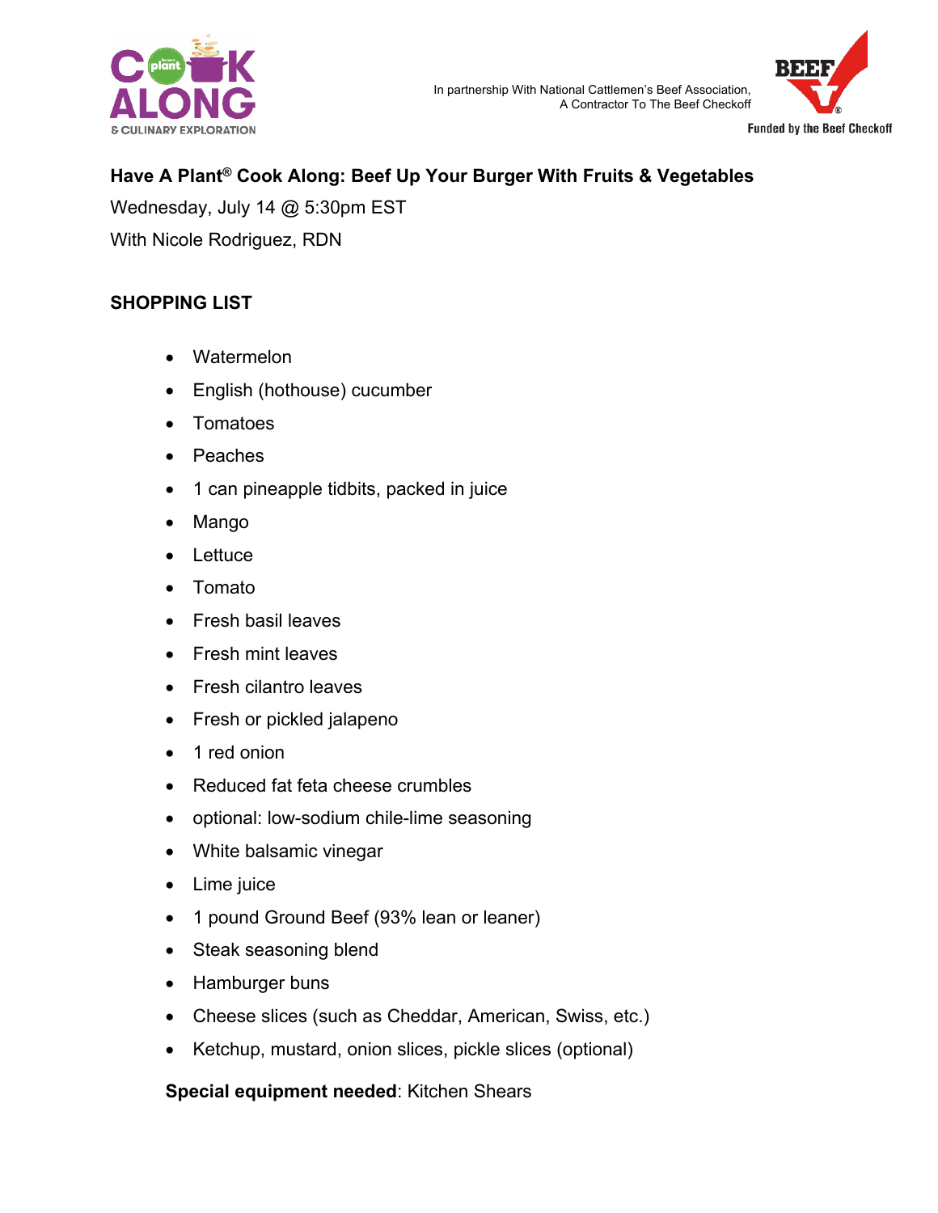In partnership With National Cattlemen's Beef Association,
A Contractor To The Beef Checkoff

Funded by the Beef Checkoff

**Have A Plant® Cook Along: Beef Up Your Burger With Fruits & Vegetables**

Wednesday, July 14 @ 5:30pm EST

With Nicole Rodriguez, RDN

## SHOPPING LIST

- Watermelon
- English (hothouse) cucumber
- Tomatoes
- Peaches
- 1 can pineapple tidbits, packed in juice
- Mango
- Lettuce
- Tomato
- Fresh basil leaves
- Fresh mint leaves
- Fresh cilantro leaves
- Fresh or pickled jalapeno
- 1 red onion
- Reduced fat feta cheese crumbles
- optional: low-sodium chile-lime seasoning
- White balsamic vinegar
- Lime juice
- 1 pound Ground Beef (93% lean or leaner)
- Steak seasoning blend
- Hamburger buns
- Cheese slices (such as Cheddar, American, Swiss, etc.)
- Ketchup, mustard, onion slices, pickle slices (optional)

**Special equipment needed**: Kitchen Shears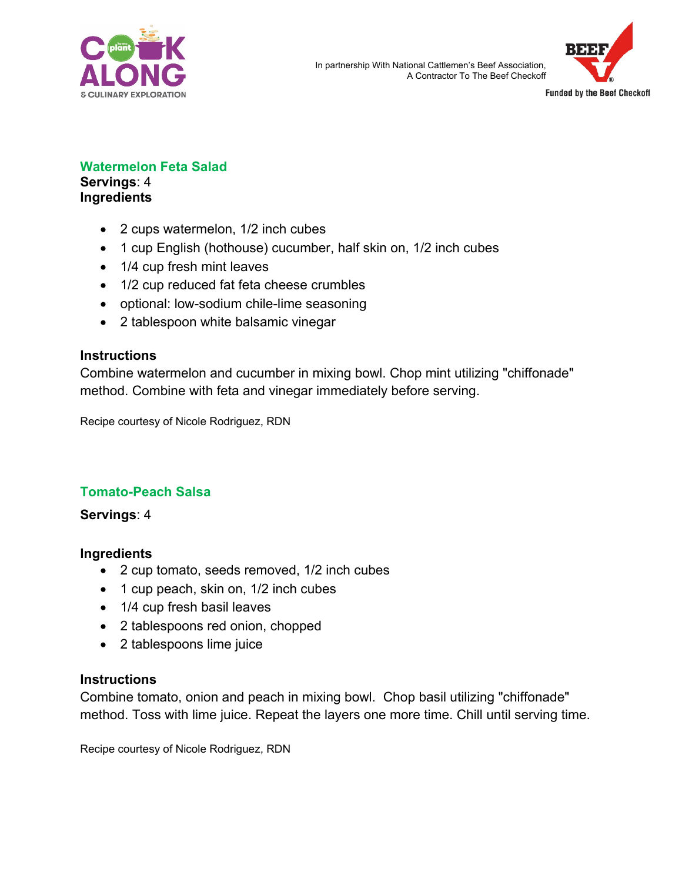In partnership With National Cattlemen's Beef Association, A Contractor To The Beef Checkoff

Funded by the Beef Checkoff

## Watermelon Feta Salad

**Servings**: 4

**Ingredients**

- 2 cups watermelon, 1/2 inch cubes
- 1 cup English (hothouse) cucumber, half skin on, 1/2 inch cubes
- 1/4 cup fresh mint leaves
- 1/2 cup reduced fat feta cheese crumbles
- optional: low-sodium chile-lime seasoning
- 2 tablespoon white balsamic vinegar

**Instructions**

Combine watermelon and cucumber in mixing bowl. Chop mint utilizing "chiffonade" method. Combine with feta and vinegar immediately before serving.

Recipe courtesy of Nicole Rodriguez, RDN

## Tomato-Peach Salsa

**Servings**: 4

**Ingredients**

- 2 cup tomato, seeds removed, 1/2 inch cubes
- 1 cup peach, skin on, 1/2 inch cubes
- 1/4 cup fresh basil leaves
- 2 tablespoons red onion, chopped
- 2 tablespoons lime juice

**Instructions**

Combine tomato, onion and peach in mixing bowl. Chop basil utilizing "chiffonade" method. Toss with lime juice. Repeat the layers one more time. Chill until serving time.

Recipe courtesy of Nicole Rodriguez, RDN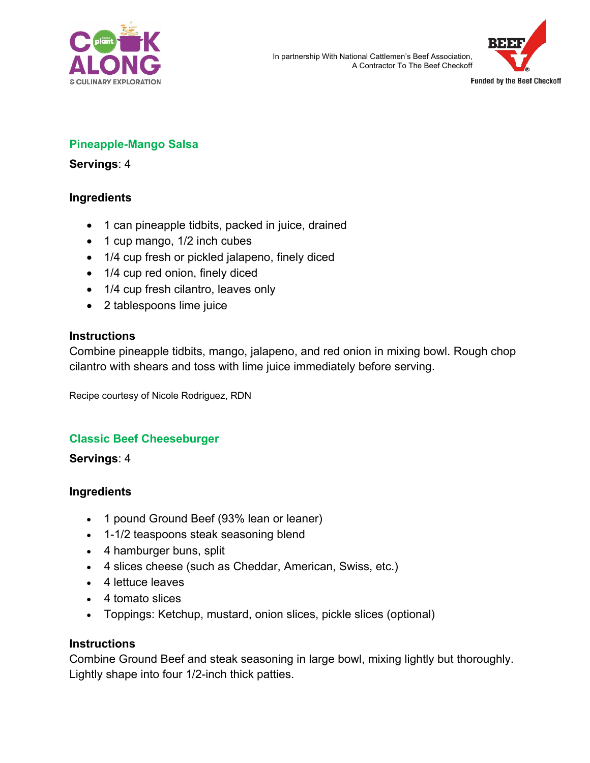## Pineapple-Mango Salsa

**Servings**: 4

### Ingredients

- 1 can pineapple tidbits, packed in juice, drained
- 1 cup mango, 1/2 inch cubes
- 1/4 cup fresh or pickled jalapeno, finely diced
- 1/4 cup red onion, finely diced
- 1/4 cup fresh cilantro, leaves only
- 2 tablespoons lime juice

### Instructions

Combine pineapple tidbits, mango, jalapeno, and red onion in mixing bowl. Rough chop cilantro with shears and toss with lime juice immediately before serving.

Recipe courtesy of Nicole Rodriguez, RDN

## Classic Beef Cheeseburger

**Servings**: 4

### Ingredients

- 1 pound Ground Beef (93% lean or leaner)
- 1-1/2 teaspoons steak seasoning blend
- 4 hamburger buns, split
- 4 slices cheese (such as Cheddar, American, Swiss, etc.)
- 4 lettuce leaves
- 4 tomato slices
- Toppings: Ketchup, mustard, onion slices, pickle slices (optional)

### Instructions

Combine Ground Beef and steak seasoning in large bowl, mixing lightly but thoroughly. Lightly shape into four 1/2-inch thick patties.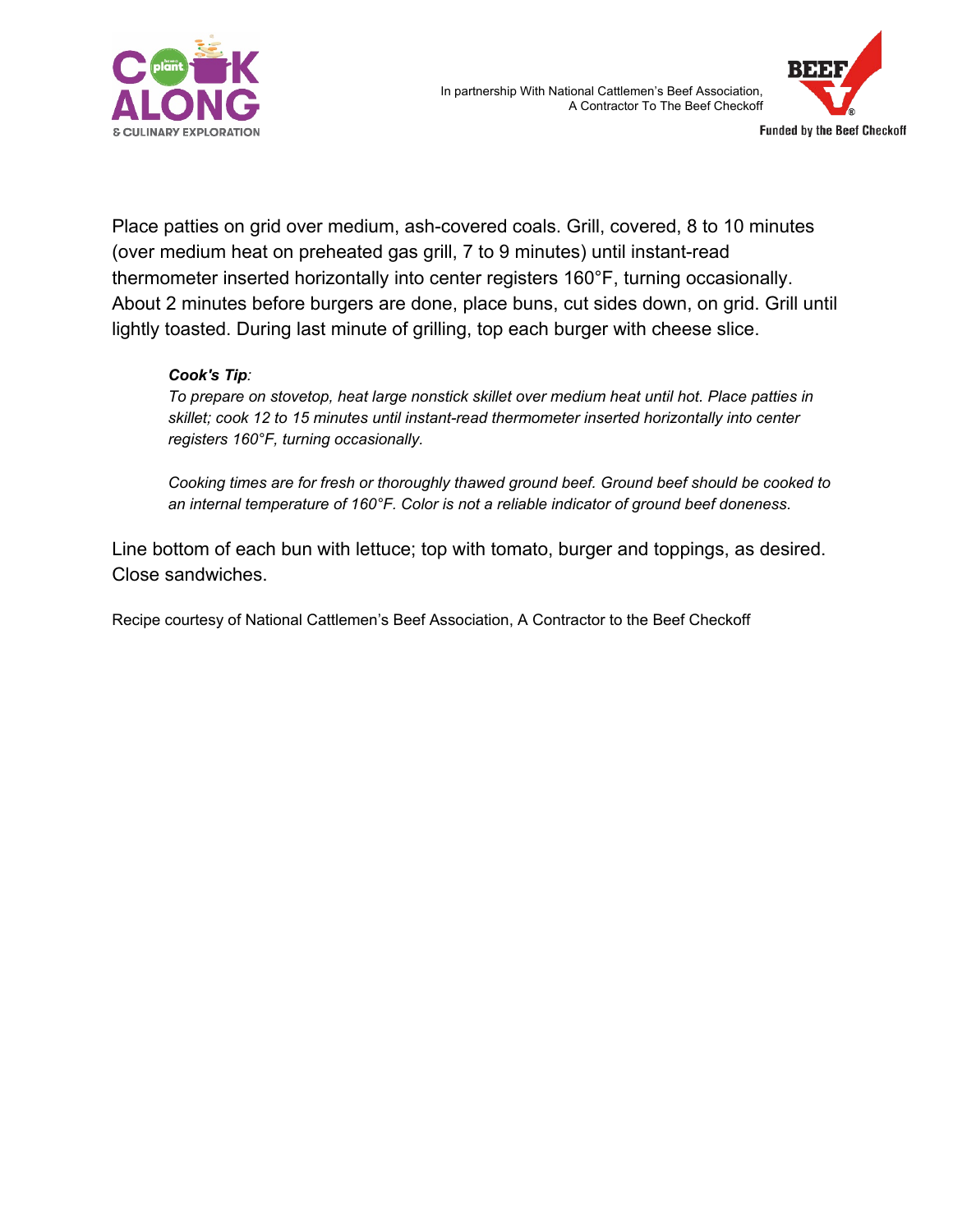Place patties on grid over medium, ash-covered coals. Grill, covered, 8 to 10 minutes (over medium heat on preheated gas grill, 7 to 9 minutes) until instant-read thermometer inserted horizontally into center registers 160°F, turning occasionally. About 2 minutes before burgers are done, place buns, cut sides down, on grid. Grill until lightly toasted. During last minute of grilling, top each burger with cheese slice.

> ***Cook's Tip**:*
> *To prepare on stovetop, heat large nonstick skillet over medium heat until hot. Place patties in skillet; cook 12 to 15 minutes until instant-read thermometer inserted horizontally into center registers 160°F, turning occasionally.*
>
> *Cooking times are for fresh or thoroughly thawed ground beef. Ground beef should be cooked to an internal temperature of 160°F. Color is not a reliable indicator of ground beef doneness.*

Line bottom of each bun with lettuce; top with tomato, burger and toppings, as desired. Close sandwiches.

Recipe courtesy of National Cattlemen's Beef Association, A Contractor to the Beef Checkoff